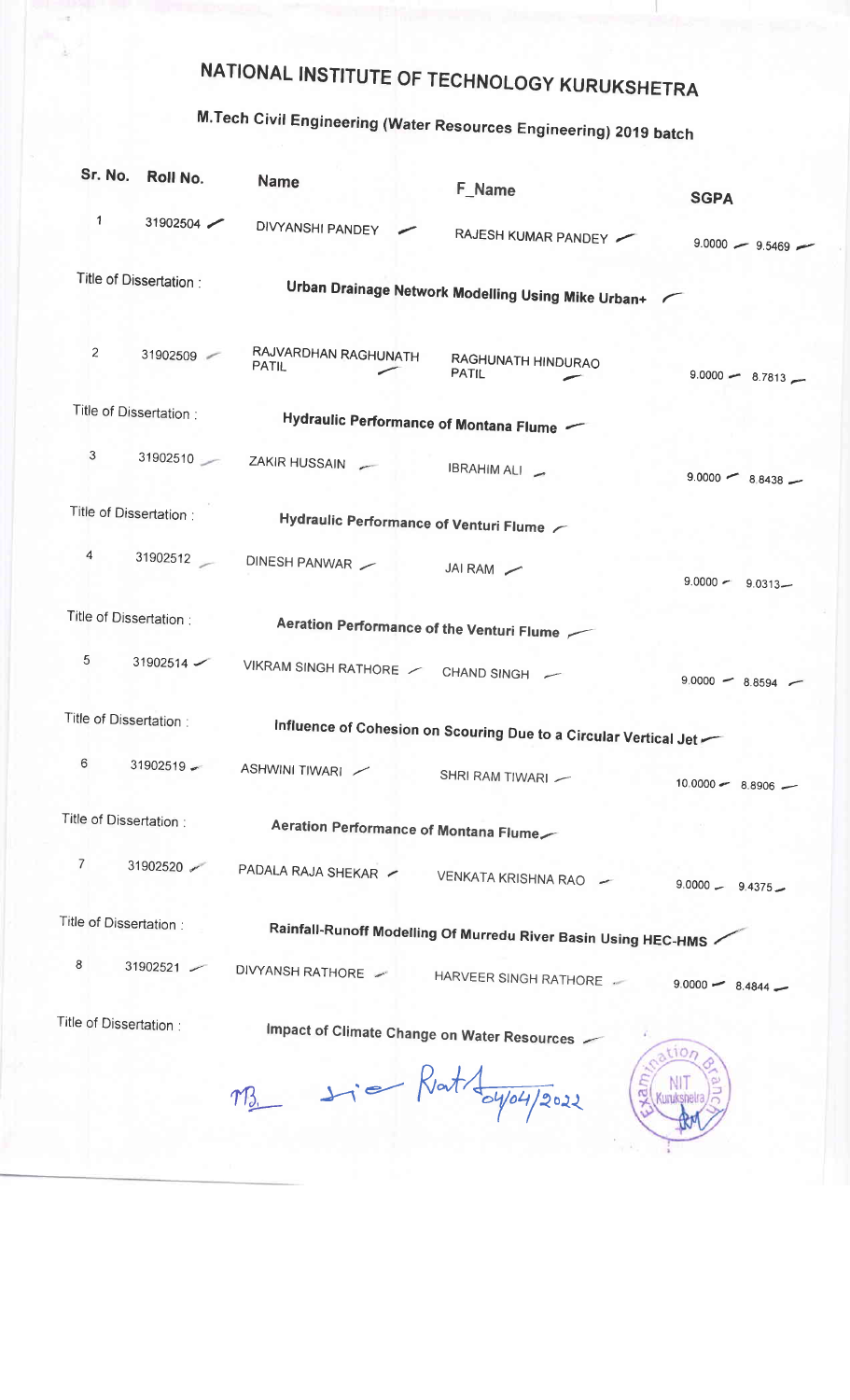# NATIONAL INSTITUTE OF TECHNOLOGY KURUKSHETRA

## M.Tech Civil Engineering (Water Resources Engineering) 2019 batch

| Sr. No. | Roll No. | Name | F_Name | SGPA | |
|---|---|---|---|---|---|
| 1 | 31902504 | DIVYANSHI PANDEY | RAJESH KUMAR PANDEY | 9.0000 | 9.5469 |
| Title of Dissertation : | | **Urban Drainage Network Modelling Using Mike Urban+** | | | |
| 2 | 31902509 | RAJVARDHAN RAGHUNATH PATIL | RAGHUNATH HINDURAO PATIL | 9.0000 | 8.7813 |
| Title of Dissertation : | | **Hydraulic Performance of Montana Flume** | | | |
| 3 | 31902510 | ZAKIR HUSSAIN | IBRAHIM ALI | 9.0000 | 8.8438 |
| Title of Dissertation : | | **Hydraulic Performance of Venturi Flume** | | | |
| 4 | 31902512 | DINESH PANWAR | JAI RAM | 9.0000 | 9.0313 |
| Title of Dissertation : | | **Aeration Performance of the Venturi Flume** | | | |
| 5 | 31902514 | VIKRAM SINGH RATHORE | CHAND SINGH | 9.0000 | 8.8594 |
| Title of Dissertation : | | **Influence of Cohesion on Scouring Due to a Circular Vertical Jet** | | | |
| 6 | 31902519 | ASHWINI TIWARI | SHRI RAM TIWARI | 10.0000 | 8.8906 |
| Title of Dissertation : | | **Aeration Performance of Montana Flume** | | | |
| 7 | 31902520 | PADALA RAJA SHEKAR | VENKATA KRISHNA RAO | 9.0000 | 9.4375 |
| Title of Dissertation : | | **Rainfall-Runoff Modelling Of Murredu River Basin Using HEC-HMS** | | | |
| 8 | 31902521 | DIVYANSH RATHORE | HARVEER SINGH RATHORE | 9.0000 | 8.4844 |
| Title of Dissertation : | | **Impact of Climate Change on Water Resources** | | | |

04/04/2022

Examination Branch NIT Kurukshetra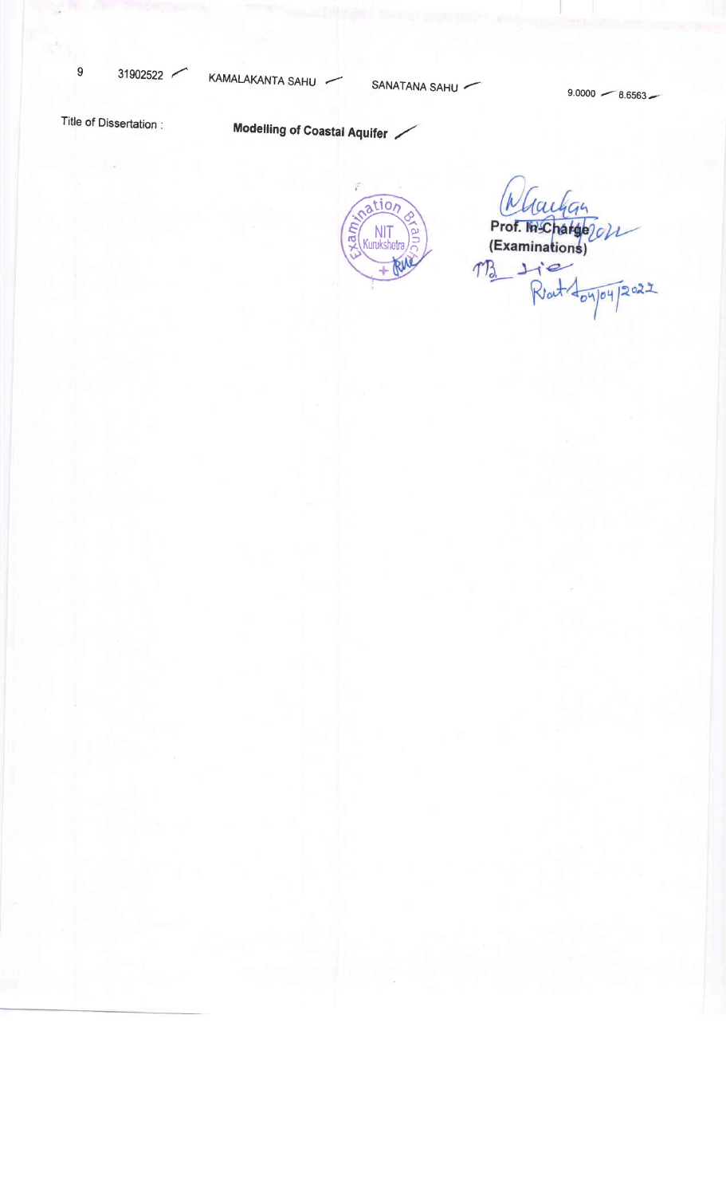| | | | | | |
|---|---|---|---|---|---|
| 9 | 31902522 | KAMALAKANTA SAHU | SANATANA SAHU | 9.0000 | 8.6563 |

Title of Dissertation : **Modelling of Coastal Aquifer**

Examination Branch NIT Kurukshetra

**Prof. In-Charge**
**(Examinations)**

04/04/2022